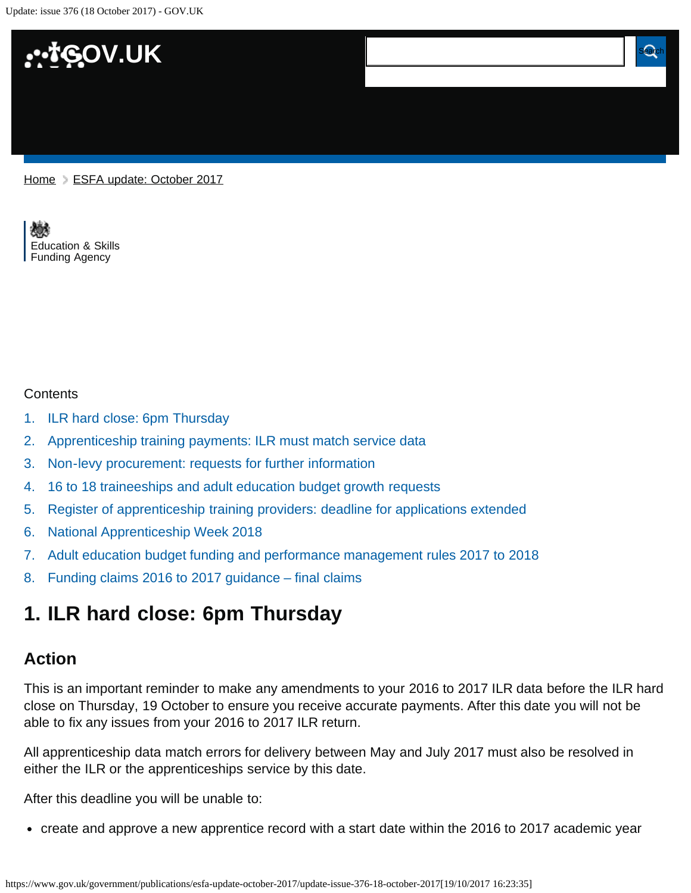Home > ESFA update: October 2017

Education & Skills Funding Agency

Contents

1. ILR hard close: 6pm Thursday
2. Apprenticeship training payments: ILR must match service data
3. Non-levy procurement: requests for further information
4. 16 to 18 traineeships and adult education budget growth requests
5. Register of apprenticeship training providers: deadline for applications extended
6. National Apprenticeship Week 2018
7. Adult education budget funding and performance management rules 2017 to 2018
8. Funding claims 2016 to 2017 guidance – final claims

## 1. ILR hard close: 6pm Thursday

### Action

This is an important reminder to make any amendments to your 2016 to 2017 ILR data before the ILR hard close on Thursday, 19 October to ensure you receive accurate payments. After this date you will not be able to fix any issues from your 2016 to 2017 ILR return.

All apprenticeship data match errors for delivery between May and July 2017 must also be resolved in either the ILR or the apprenticeships service by this date.

After this deadline you will be unable to:

- create and approve a new apprentice record with a start date within the 2016 to 2017 academic year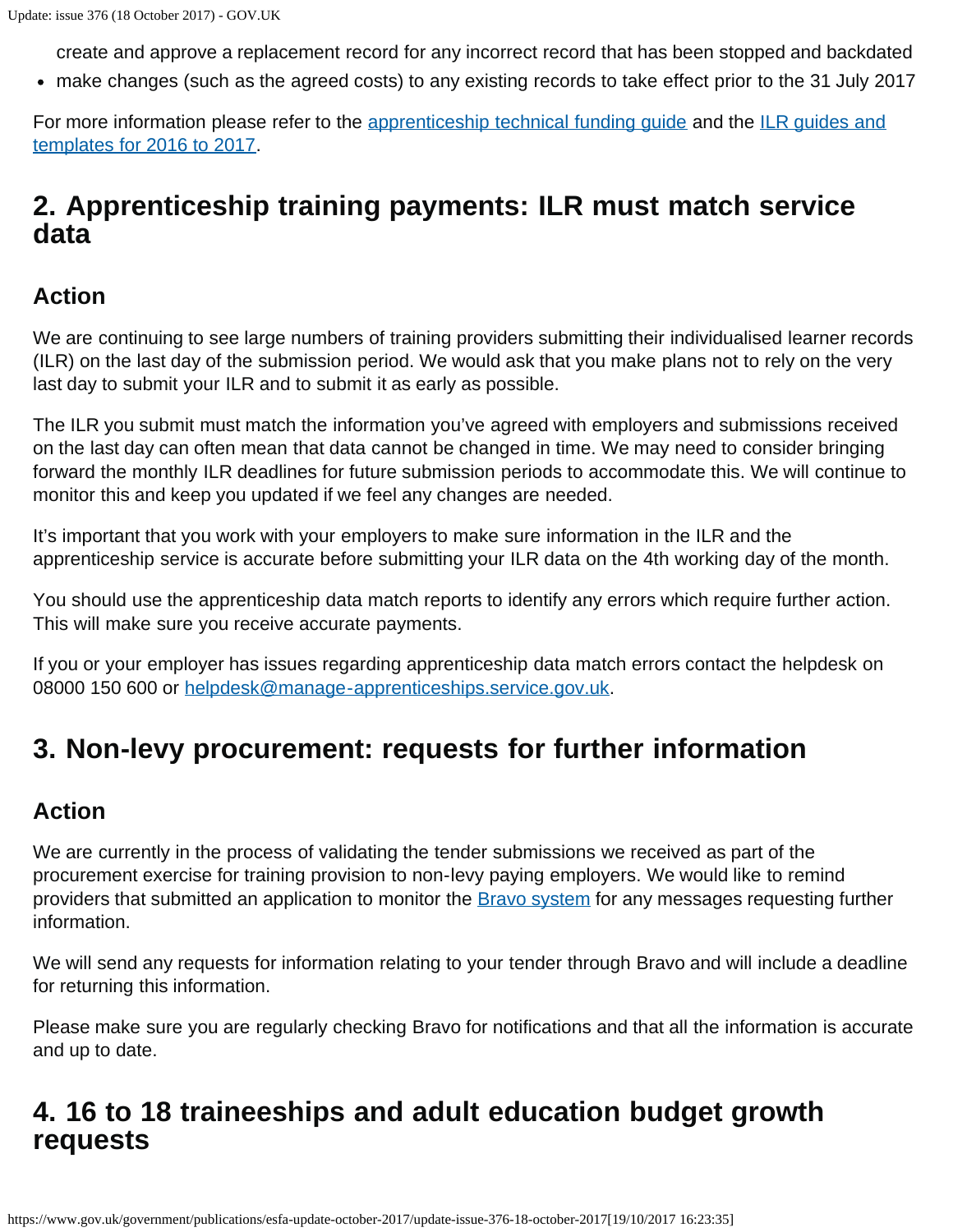create and approve a replacement record for any incorrect record that has been stopped and backdated

- make changes (such as the agreed costs) to any existing records to take effect prior to the 31 July 2017

For more information please refer to the apprenticeship technical funding guide and the ILR guides and templates for 2016 to 2017.

## 2. Apprenticeship training payments: ILR must match service data

### Action

We are continuing to see large numbers of training providers submitting their individualised learner records (ILR) on the last day of the submission period. We would ask that you make plans not to rely on the very last day to submit your ILR and to submit it as early as possible.

The ILR you submit must match the information you've agreed with employers and submissions received on the last day can often mean that data cannot be changed in time. We may need to consider bringing forward the monthly ILR deadlines for future submission periods to accommodate this. We will continue to monitor this and keep you updated if we feel any changes are needed.

It's important that you work with your employers to make sure information in the ILR and the apprenticeship service is accurate before submitting your ILR data on the 4th working day of the month.

You should use the apprenticeship data match reports to identify any errors which require further action. This will make sure you receive accurate payments.

If you or your employer has issues regarding apprenticeship data match errors contact the helpdesk on 08000 150 600 or helpdesk@manage-apprenticeships.service.gov.uk.

## 3. Non-levy procurement: requests for further information

### Action

We are currently in the process of validating the tender submissions we received as part of the procurement exercise for training provision to non-levy paying employers. We would like to remind providers that submitted an application to monitor the Bravo system for any messages requesting further information.

We will send any requests for information relating to your tender through Bravo and will include a deadline for returning this information.

Please make sure you are regularly checking Bravo for notifications and that all the information is accurate and up to date.

## 4. 16 to 18 traineeships and adult education budget growth requests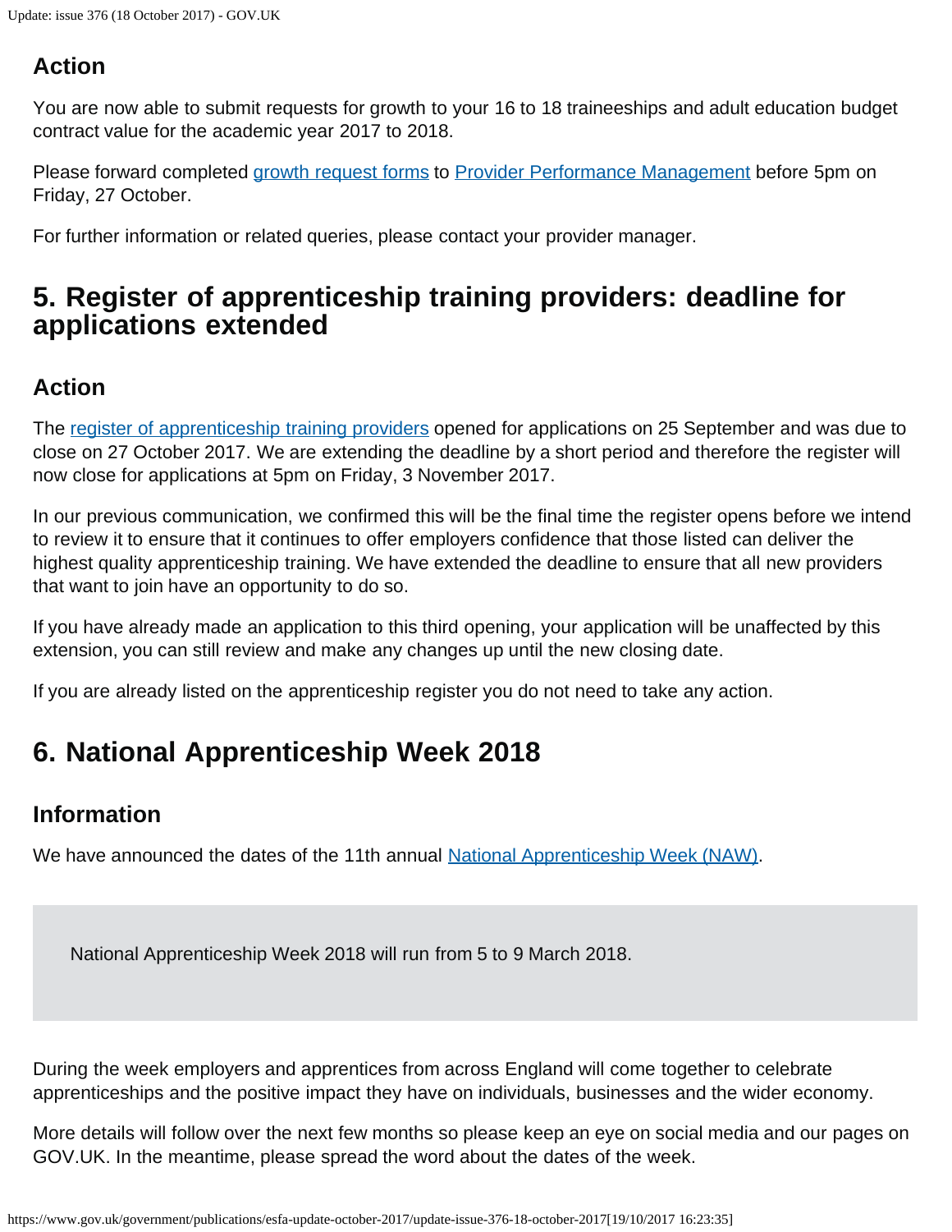### Action

You are now able to submit requests for growth to your 16 to 18 traineeships and adult education budget contract value for the academic year 2017 to 2018.

Please forward completed growth request forms to Provider Performance Management before 5pm on Friday, 27 October.

For further information or related queries, please contact your provider manager.

## 5. Register of apprenticeship training providers: deadline for applications extended

### Action

The register of apprenticeship training providers opened for applications on 25 September and was due to close on 27 October 2017. We are extending the deadline by a short period and therefore the register will now close for applications at 5pm on Friday, 3 November 2017.

In our previous communication, we confirmed this will be the final time the register opens before we intend to review it to ensure that it continues to offer employers confidence that those listed can deliver the highest quality apprenticeship training. We have extended the deadline to ensure that all new providers that want to join have an opportunity to do so.

If you have already made an application to this third opening, your application will be unaffected by this extension, you can still review and make any changes up until the new closing date.

If you are already listed on the apprenticeship register you do not need to take any action.

## 6. National Apprenticeship Week 2018

### Information

We have announced the dates of the 11th annual National Apprenticeship Week (NAW).

> National Apprenticeship Week 2018 will run from 5 to 9 March 2018.

During the week employers and apprentices from across England will come together to celebrate apprenticeships and the positive impact they have on individuals, businesses and the wider economy.

More details will follow over the next few months so please keep an eye on social media and our pages on GOV.UK. In the meantime, please spread the word about the dates of the week.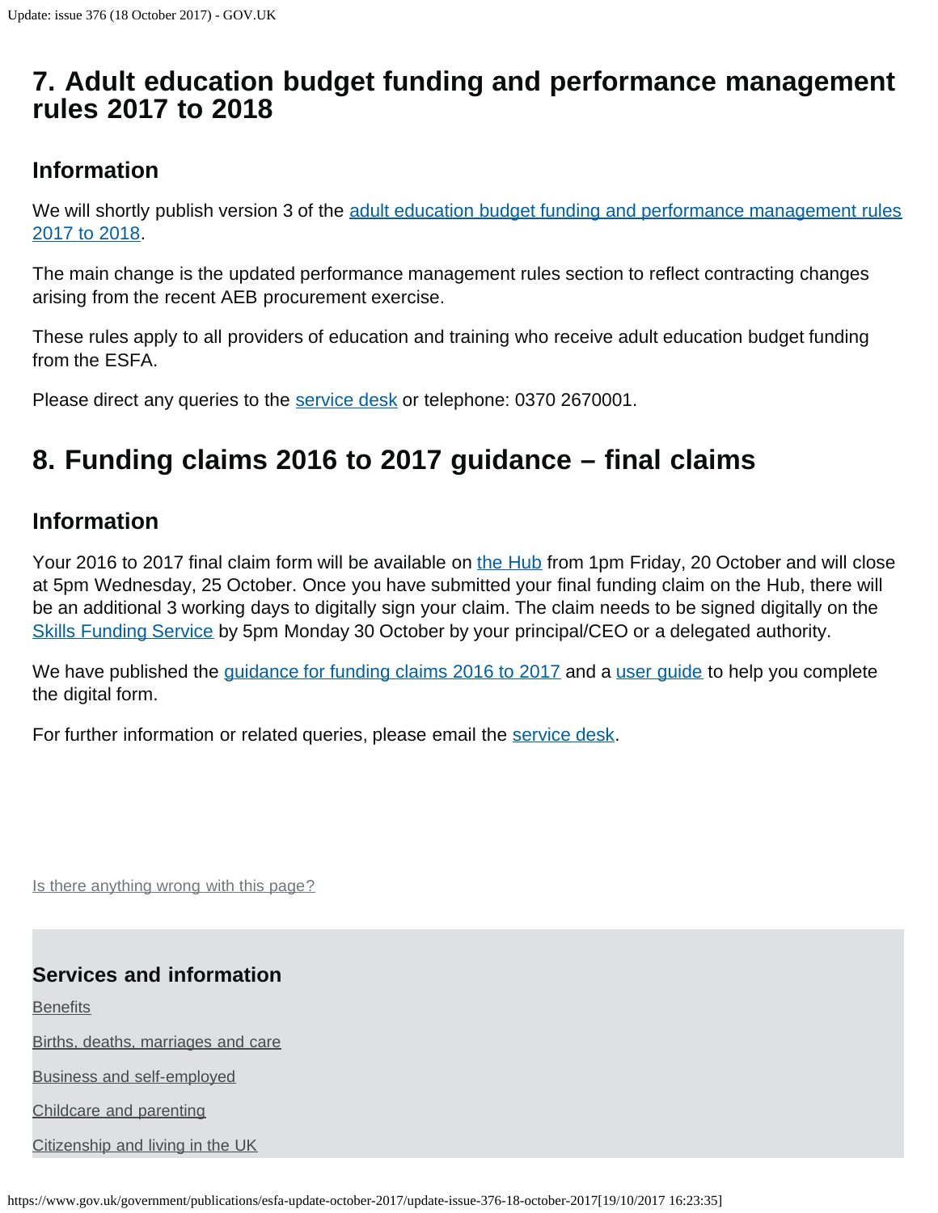## 7. Adult education budget funding and performance management rules 2017 to 2018

### Information

We will shortly publish version 3 of the adult education budget funding and performance management rules 2017 to 2018.

The main change is the updated performance management rules section to reflect contracting changes arising from the recent AEB procurement exercise.

These rules apply to all providers of education and training who receive adult education budget funding from the ESFA.

Please direct any queries to the service desk or telephone: 0370 2670001.

## 8. Funding claims 2016 to 2017 guidance – final claims

### Information

Your 2016 to 2017 final claim form will be available on the Hub from 1pm Friday, 20 October and will close at 5pm Wednesday, 25 October. Once you have submitted your final funding claim on the Hub, there will be an additional 3 working days to digitally sign your claim. The claim needs to be signed digitally on the Skills Funding Service by 5pm Monday 30 October by your principal/CEO or a delegated authority.

We have published the guidance for funding claims 2016 to 2017 and a user guide to help you complete the digital form.

For further information or related queries, please email the service desk.

Is there anything wrong with this page?

### Services and information

Benefits

Births, deaths, marriages and care

Business and self-employed

Childcare and parenting

Citizenship and living in the UK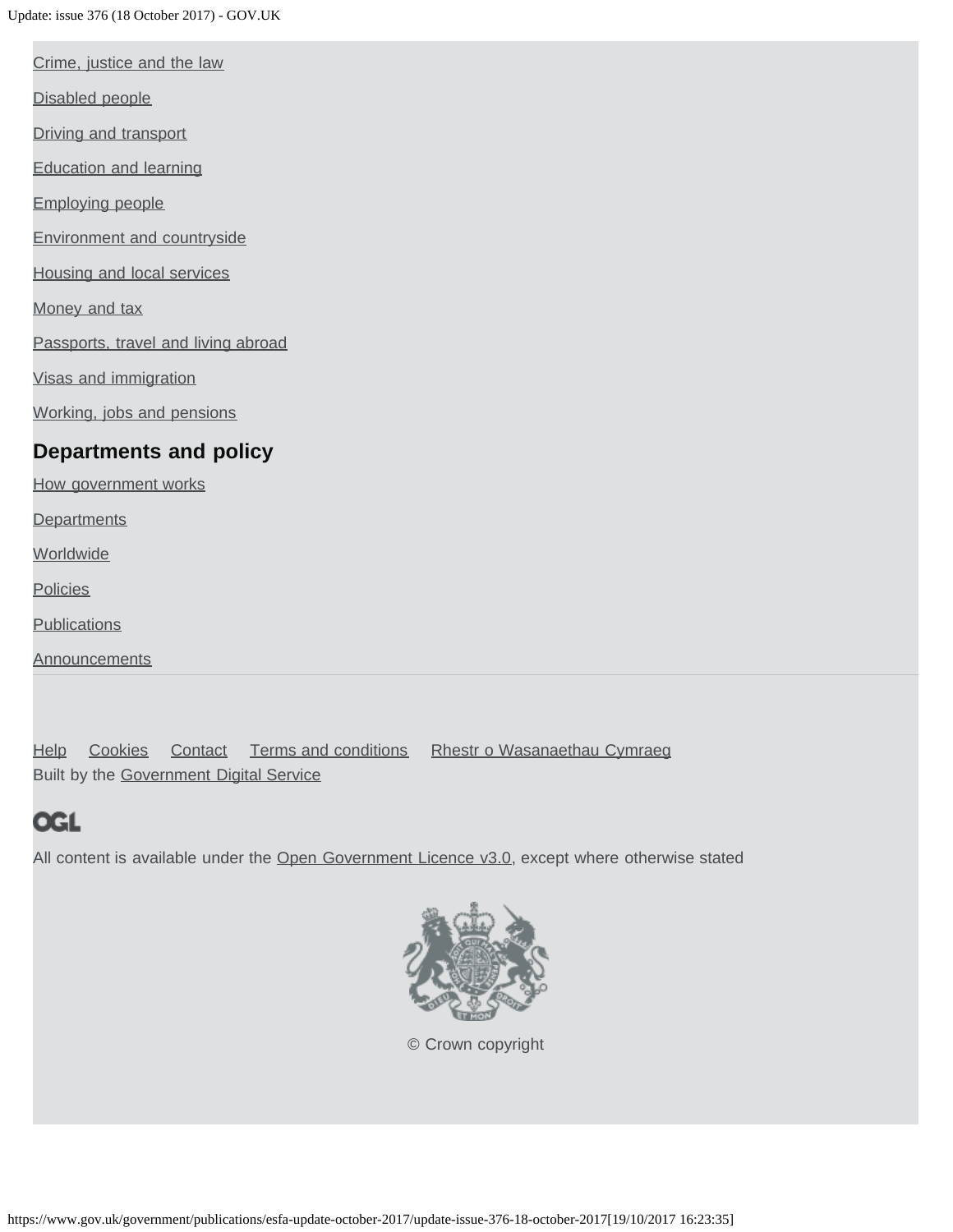Crime, justice and the law

Disabled people

Driving and transport

Education and learning

Employing people

Environment and countryside

Housing and local services

Money and tax

Passports, travel and living abroad

Visas and immigration

Working, jobs and pensions

## Departments and policy

How government works

Departments

Worldwide

Policies

Publications

Announcements

Help Cookies Contact Terms and conditions Rhestr o Wasanaethau Cymraeg

Built by the Government Digital Service

OGL

All content is available under the Open Government Licence v3.0, except where otherwise stated

© Crown copyright